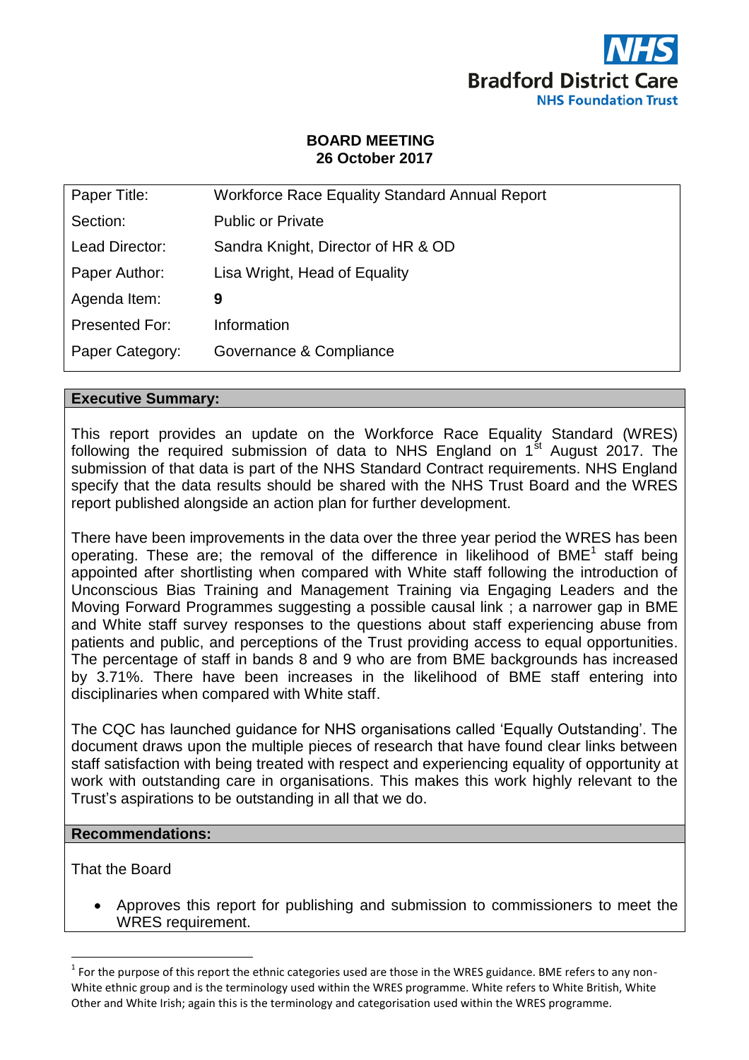NHS
Bradford District Care
NHS Foundation Trust

**BOARD MEETING**
**26 October 2017**

| | |
|---|---|
| Paper Title: | Workforce Race Equality Standard Annual Report |
| Section: | Public or Private |
| Lead Director: | Sandra Knight, Director of HR & OD |
| Paper Author: | Lisa Wright, Head of Equality |
| Agenda Item: | **9** |
| Presented For: | Information |
| Paper Category: | Governance & Compliance |

**Executive Summary:**

This report provides an update on the Workforce Race Equality Standard (WRES) following the required submission of data to NHS England on 1st August 2017. The submission of that data is part of the NHS Standard Contract requirements. NHS England specify that the data results should be shared with the NHS Trust Board and the WRES report published alongside an action plan for further development.

There have been improvements in the data over the three year period the WRES has been operating. These are; the removal of the difference in likelihood of BME[1] staff being appointed after shortlisting when compared with White staff following the introduction of Unconscious Bias Training and Management Training via Engaging Leaders and the Moving Forward Programmes suggesting a possible causal link ; a narrower gap in BME and White staff survey responses to the questions about staff experiencing abuse from patients and public, and perceptions of the Trust providing access to equal opportunities. The percentage of staff in bands 8 and 9 who are from BME backgrounds has increased by 3.71%. There have been increases in the likelihood of BME staff entering into disciplinaries when compared with White staff.

The CQC has launched guidance for NHS organisations called 'Equally Outstanding'. The document draws upon the multiple pieces of research that have found clear links between staff satisfaction with being treated with respect and experiencing equality of opportunity at work with outstanding care in organisations. This makes this work highly relevant to the Trust's aspirations to be outstanding in all that we do.

**Recommendations:**

That the Board

- Approves this report for publishing and submission to commissioners to meet the WRES requirement.

[1] For the purpose of this report the ethnic categories used are those in the WRES guidance. BME refers to any non-White ethnic group and is the terminology used within the WRES programme. White refers to White British, White Other and White Irish; again this is the terminology and categorisation used within the WRES programme.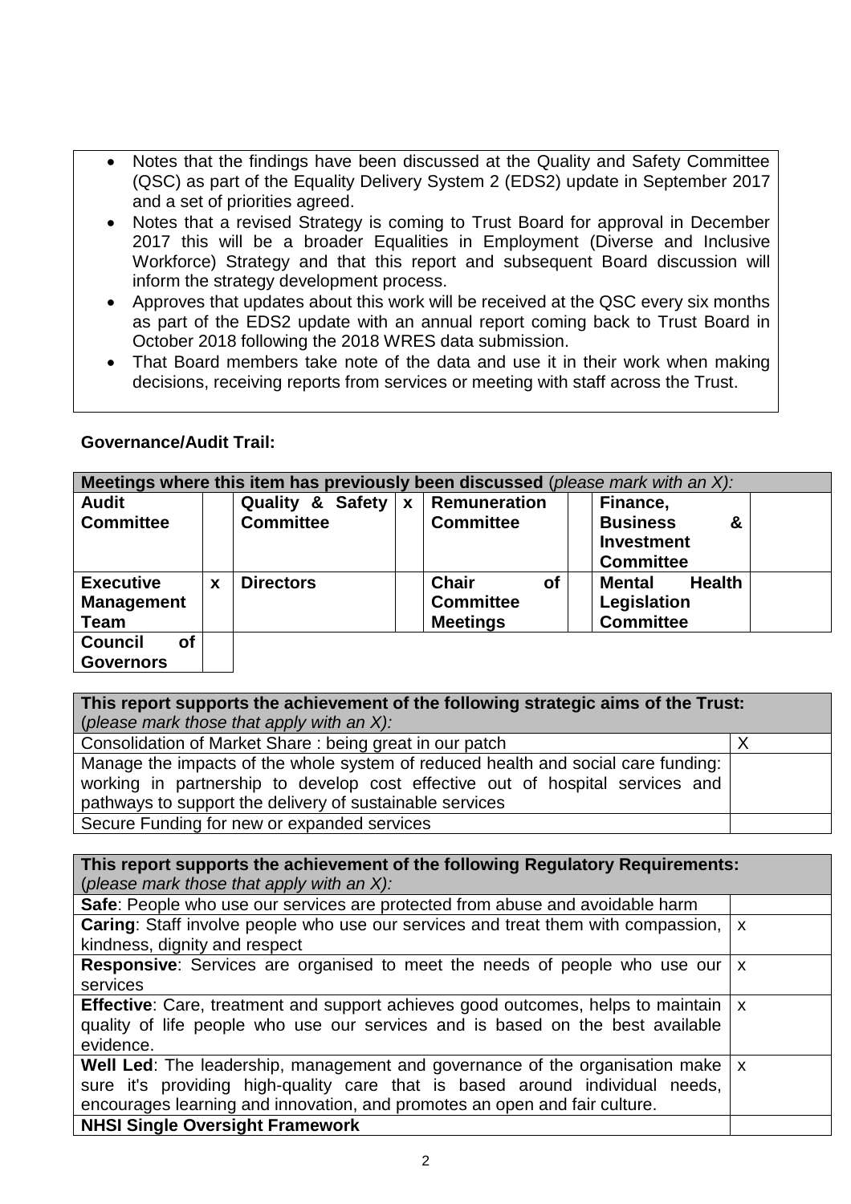- Notes that the findings have been discussed at the Quality and Safety Committee (QSC) as part of the Equality Delivery System 2 (EDS2) update in September 2017 and a set of priorities agreed.
- Notes that a revised Strategy is coming to Trust Board for approval in December 2017 this will be a broader Equalities in Employment (Diverse and Inclusive Workforce) Strategy and that this report and subsequent Board discussion will inform the strategy development process.
- Approves that updates about this work will be received at the QSC every six months as part of the EDS2 update with an annual report coming back to Trust Board in October 2018 following the 2018 WRES data submission.
- That Board members take note of the data and use it in their work when making decisions, receiving reports from services or meeting with staff across the Trust.

**Governance/Audit Trail:**

| **Meetings where this item has previously been discussed** (*please mark with an X):* | | | | | | | |
|---|---|---|---|---|---|---|---|
| **Audit Committee** | | **Quality & Safety Committee** | x | **Remuneration Committee** | | **Finance, Business & Investment Committee** | |
| **Executive Management Team** | x | **Directors** | | **Chair of Committee Meetings** | | **Mental Health Legislation Committee** | |
| **Council of Governors** | | | | | | | |

| **This report supports the achievement of the following strategic aims of the Trust:** (*please mark those that apply with an X):* | |
|---|---|
| Consolidation of Market Share : being great in our patch | X |
| Manage the impacts of the whole system of reduced health and social care funding: working in partnership to develop cost effective out of hospital services and pathways to support the delivery of sustainable services | |
| Secure Funding for new or expanded services | |

| **This report supports the achievement of the following Regulatory Requirements:** (*please mark those that apply with an X):* | |
|---|---|
| **Safe**: People who use our services are protected from abuse and avoidable harm | |
| **Caring**: Staff involve people who use our services and treat them with compassion, kindness, dignity and respect | x |
| **Responsive**: Services are organised to meet the needs of people who use our services | x |
| **Effective**: Care, treatment and support achieves good outcomes, helps to maintain quality of life people who use our services and is based on the best available evidence. | x |
| **Well Led**: The leadership, management and governance of the organisation make sure it's providing high-quality care that is based around individual needs, encourages learning and innovation, and promotes an open and fair culture. | x |
| **NHSI Single Oversight Framework** | |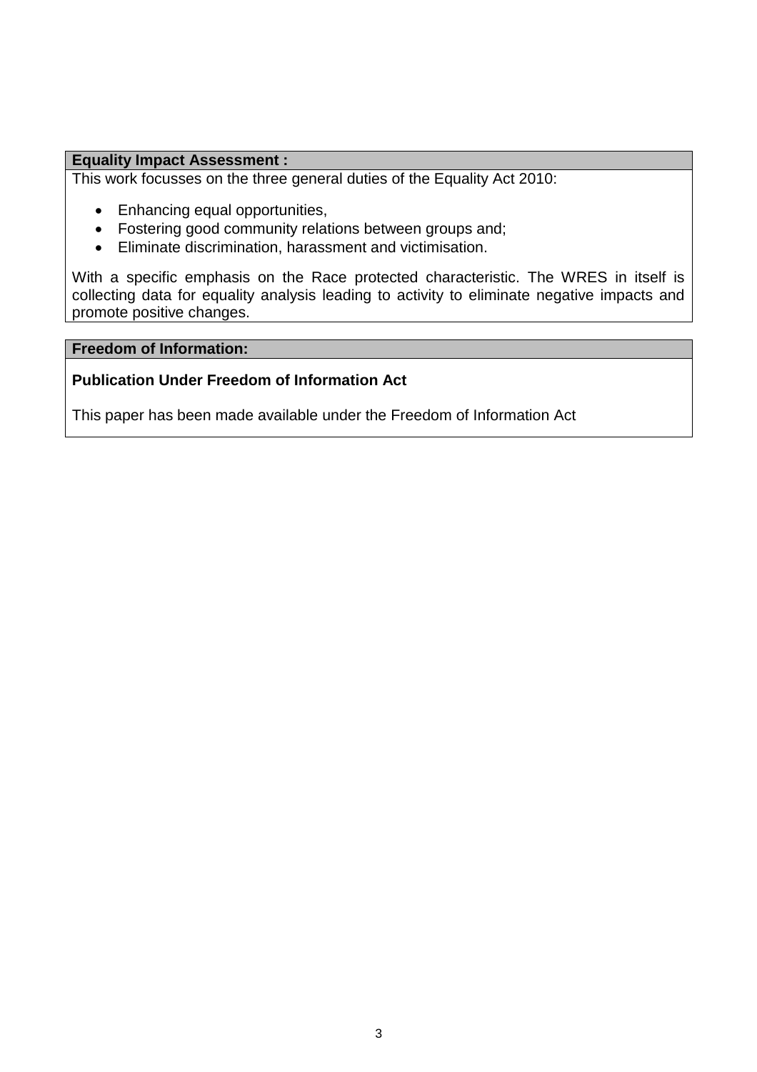**Equality Impact Assessment :**

This work focusses on the three general duties of the Equality Act 2010:

- Enhancing equal opportunities,
- Fostering good community relations between groups and;
- Eliminate discrimination, harassment and victimisation.

With a specific emphasis on the Race protected characteristic. The WRES in itself is collecting data for equality analysis leading to activity to eliminate negative impacts and promote positive changes.

**Freedom of Information:**

**Publication Under Freedom of Information Act**

This paper has been made available under the Freedom of Information Act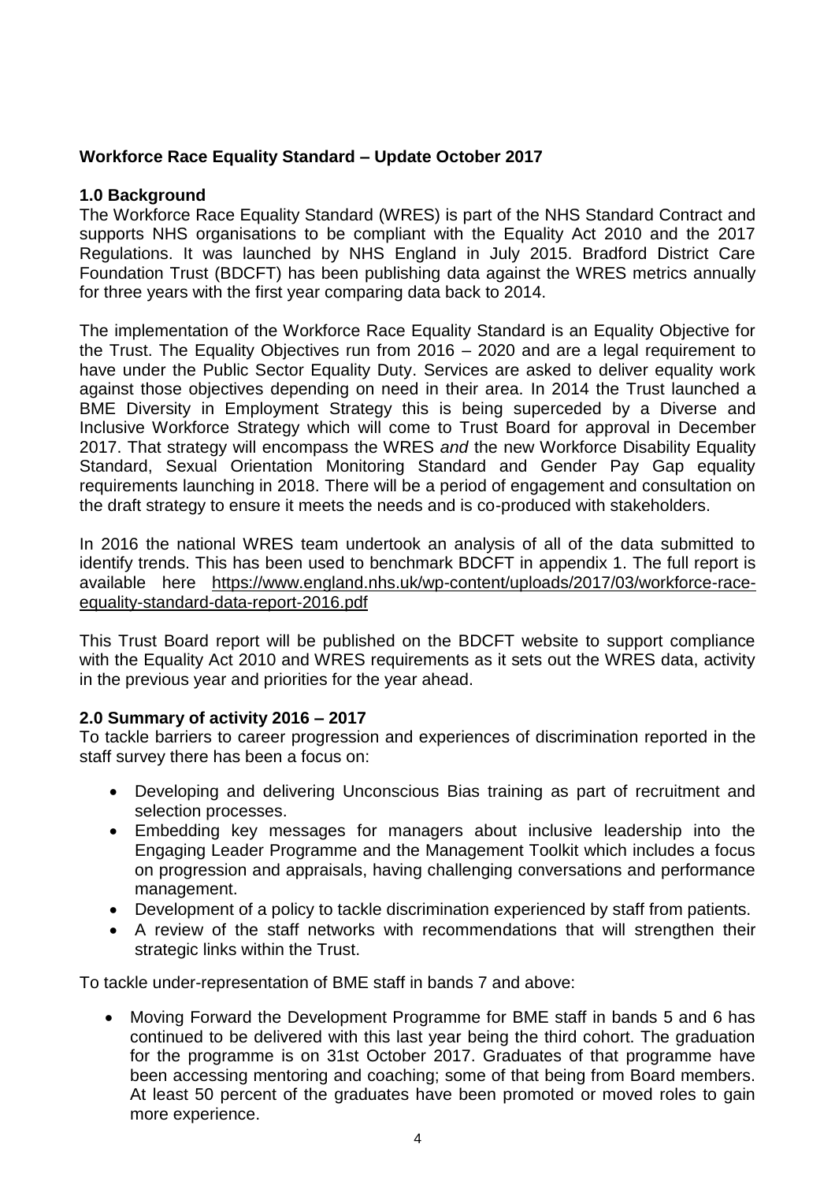**Workforce Race Equality Standard – Update October 2017**

**1.0 Background**

The Workforce Race Equality Standard (WRES) is part of the NHS Standard Contract and supports NHS organisations to be compliant with the Equality Act 2010 and the 2017 Regulations. It was launched by NHS England in July 2015. Bradford District Care Foundation Trust (BDCFT) has been publishing data against the WRES metrics annually for three years with the first year comparing data back to 2014.

The implementation of the Workforce Race Equality Standard is an Equality Objective for the Trust. The Equality Objectives run from 2016 – 2020 and are a legal requirement to have under the Public Sector Equality Duty. Services are asked to deliver equality work against those objectives depending on need in their area. In 2014 the Trust launched a BME Diversity in Employment Strategy this is being superceded by a Diverse and Inclusive Workforce Strategy which will come to Trust Board for approval in December 2017. That strategy will encompass the WRES *and* the new Workforce Disability Equality Standard, Sexual Orientation Monitoring Standard and Gender Pay Gap equality requirements launching in 2018. There will be a period of engagement and consultation on the draft strategy to ensure it meets the needs and is co-produced with stakeholders.

In 2016 the national WRES team undertook an analysis of all of the data submitted to identify trends. This has been used to benchmark BDCFT in appendix 1. The full report is available here https://www.england.nhs.uk/wp-content/uploads/2017/03/workforce-race-equality-standard-data-report-2016.pdf

This Trust Board report will be published on the BDCFT website to support compliance with the Equality Act 2010 and WRES requirements as it sets out the WRES data, activity in the previous year and priorities for the year ahead.

**2.0 Summary of activity 2016 – 2017**

To tackle barriers to career progression and experiences of discrimination reported in the staff survey there has been a focus on:

- Developing and delivering Unconscious Bias training as part of recruitment and selection processes.
- Embedding key messages for managers about inclusive leadership into the Engaging Leader Programme and the Management Toolkit which includes a focus on progression and appraisals, having challenging conversations and performance management.
- Development of a policy to tackle discrimination experienced by staff from patients.
- A review of the staff networks with recommendations that will strengthen their strategic links within the Trust.

To tackle under-representation of BME staff in bands 7 and above:

- Moving Forward the Development Programme for BME staff in bands 5 and 6 has continued to be delivered with this last year being the third cohort. The graduation for the programme is on 31st October 2017. Graduates of that programme have been accessing mentoring and coaching; some of that being from Board members. At least 50 percent of the graduates have been promoted or moved roles to gain more experience.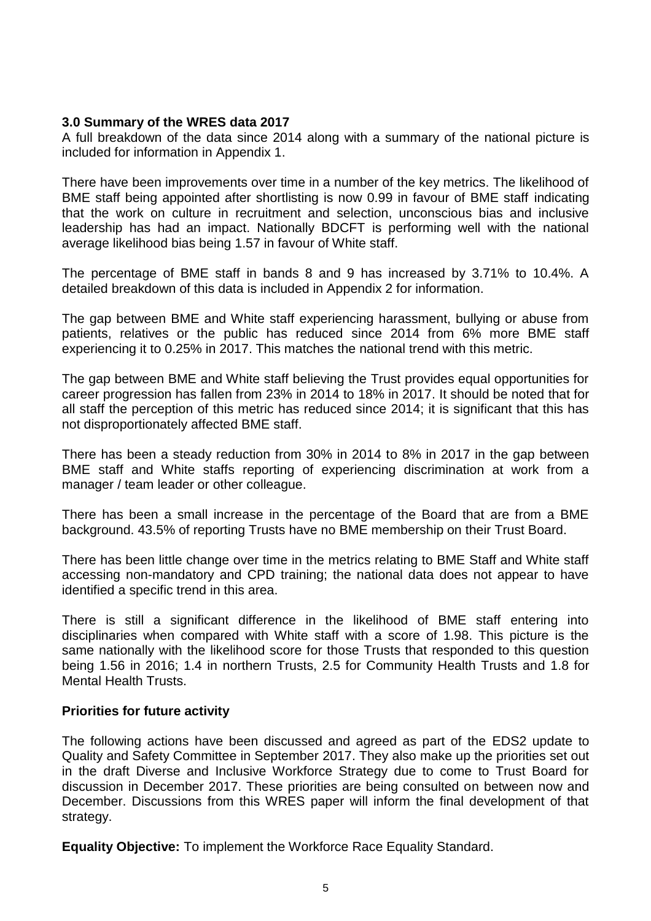## 3.0 Summary of the WRES data 2017

A full breakdown of the data since 2014 along with a summary of the national picture is included for information in Appendix 1.

There have been improvements over time in a number of the key metrics. The likelihood of BME staff being appointed after shortlisting is now 0.99 in favour of BME staff indicating that the work on culture in recruitment and selection, unconscious bias and inclusive leadership has had an impact. Nationally BDCFT is performing well with the national average likelihood bias being 1.57 in favour of White staff.

The percentage of BME staff in bands 8 and 9 has increased by 3.71% to 10.4%. A detailed breakdown of this data is included in Appendix 2 for information.

The gap between BME and White staff experiencing harassment, bullying or abuse from patients, relatives or the public has reduced since 2014 from 6% more BME staff experiencing it to 0.25% in 2017. This matches the national trend with this metric.

The gap between BME and White staff believing the Trust provides equal opportunities for career progression has fallen from 23% in 2014 to 18% in 2017. It should be noted that for all staff the perception of this metric has reduced since 2014; it is significant that this has not disproportionately affected BME staff.

There has been a steady reduction from 30% in 2014 to 8% in 2017 in the gap between BME staff and White staffs reporting of experiencing discrimination at work from a manager / team leader or other colleague.

There has been a small increase in the percentage of the Board that are from a BME background. 43.5% of reporting Trusts have no BME membership on their Trust Board.

There has been little change over time in the metrics relating to BME Staff and White staff accessing non-mandatory and CPD training; the national data does not appear to have identified a specific trend in this area.

There is still a significant difference in the likelihood of BME staff entering into disciplinaries when compared with White staff with a score of 1.98. This picture is the same nationally with the likelihood score for those Trusts that responded to this question being 1.56 in 2016; 1.4 in northern Trusts, 2.5 for Community Health Trusts and 1.8 for Mental Health Trusts.

### Priorities for future activity

The following actions have been discussed and agreed as part of the EDS2 update to Quality and Safety Committee in September 2017. They also make up the priorities set out in the draft Diverse and Inclusive Workforce Strategy due to come to Trust Board for discussion in December 2017. These priorities are being consulted on between now and December. Discussions from this WRES paper will inform the final development of that strategy.

**Equality Objective:** To implement the Workforce Race Equality Standard.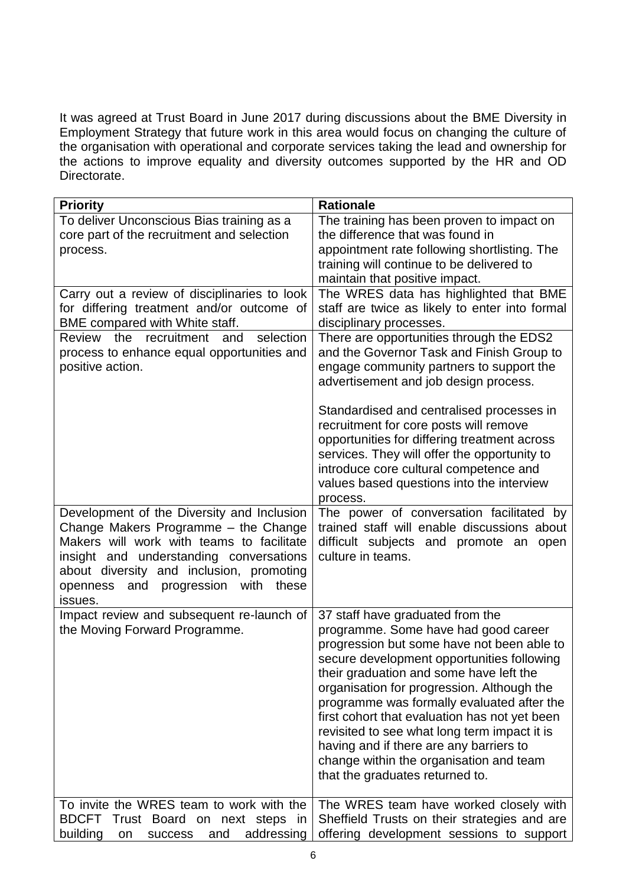It was agreed at Trust Board in June 2017 during discussions about the BME Diversity in Employment Strategy that future work in this area would focus on changing the culture of the organisation with operational and corporate services taking the lead and ownership for the actions to improve equality and diversity outcomes supported by the HR and OD Directorate.

| Priority | Rationale |
|---|---|
| To deliver Unconscious Bias training as a core part of the recruitment and selection process. | The training has been proven to impact on the difference that was found in appointment rate following shortlisting. The training will continue to be delivered to maintain that positive impact. |
| Carry out a review of disciplinaries to look for differing treatment and/or outcome of BME compared with White staff. | The WRES data has highlighted that BME staff are twice as likely to enter into formal disciplinary processes. |
| Review the recruitment and selection process to enhance equal opportunities and positive action. | There are opportunities through the EDS2 and the Governor Task and Finish Group to engage community partners to support the advertisement and job design process.<br><br>Standardised and centralised processes in recruitment for core posts will remove opportunities for differing treatment across services. They will offer the opportunity to introduce core cultural competence and values based questions into the interview process. |
| Development of the Diversity and Inclusion Change Makers Programme – the Change Makers will work with teams to facilitate insight and understanding conversations about diversity and inclusion, promoting openness and progression with these issues. | The power of conversation facilitated by trained staff will enable discussions about difficult subjects and promote an open culture in teams. |
| Impact review and subsequent re-launch of the Moving Forward Programme. | 37 staff have graduated from the programme. Some have had good career progression but some have not been able to secure development opportunities following their graduation and some have left the organisation for progression. Although the programme was formally evaluated after the first cohort that evaluation has not yet been revisited to see what long term impact it is having and if there are any barriers to change within the organisation and team that the graduates returned to. |
| To invite the WRES team to work with the BDCFT Trust Board on next steps in building on success and addressing | The WRES team have worked closely with Sheffield Trusts on their strategies and are offering development sessions to support |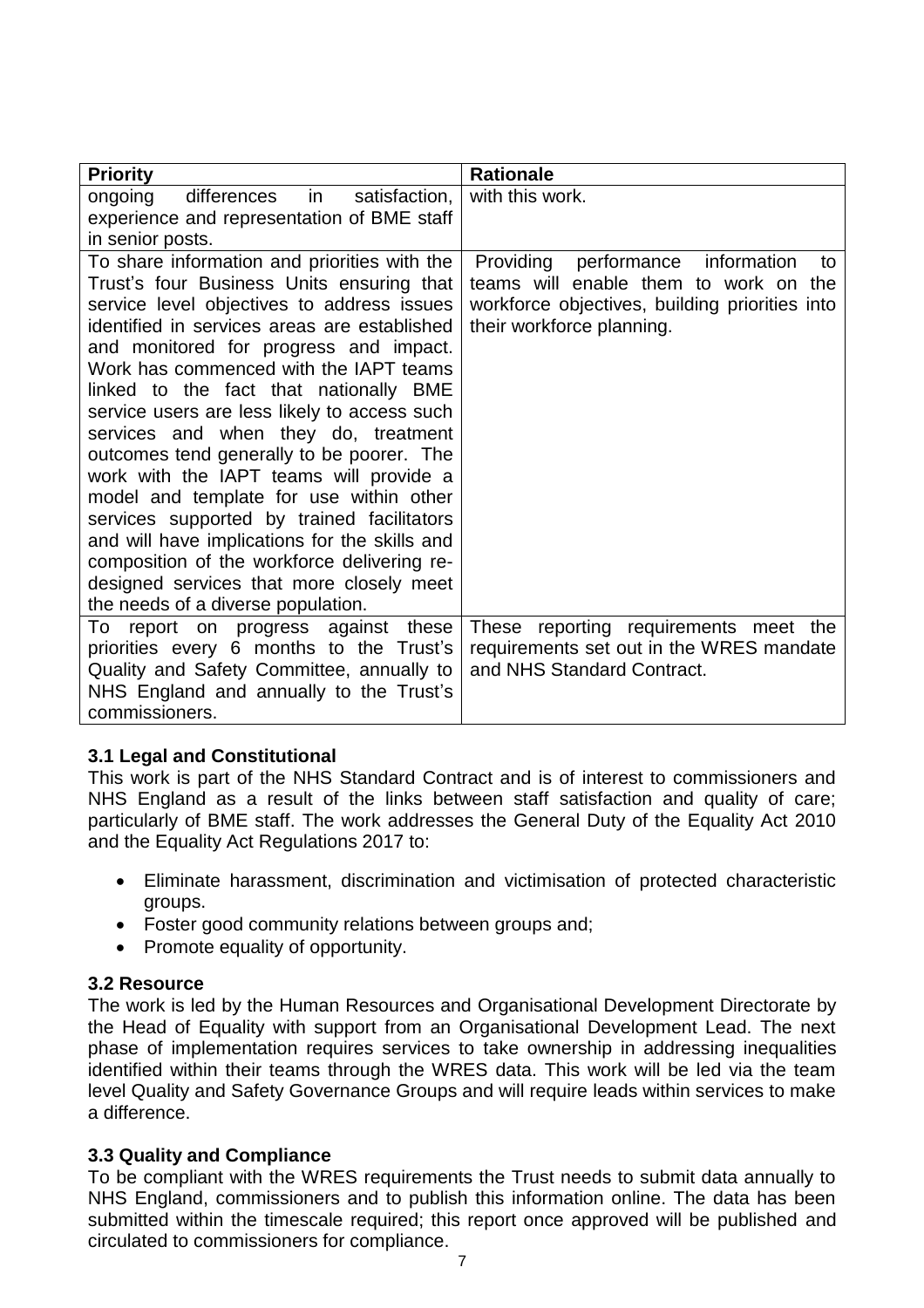| Priority | Rationale |
|---|---|
| ongoing differences in satisfaction, experience and representation of BME staff in senior posts. | with this work. |
| To share information and priorities with the Trust's four Business Units ensuring that service level objectives to address issues identified in services areas are established and monitored for progress and impact. Work has commenced with the IAPT teams linked to the fact that nationally BME service users are less likely to access such services and when they do, treatment outcomes tend generally to be poorer. The work with the IAPT teams will provide a model and template for use within other services supported by trained facilitators and will have implications for the skills and composition of the workforce delivering re-designed services that more closely meet the needs of a diverse population. | Providing performance information to teams will enable them to work on the workforce objectives, building priorities into their workforce planning. |
| To report on progress against these priorities every 6 months to the Trust's Quality and Safety Committee, annually to NHS England and annually to the Trust's commissioners. | These reporting requirements meet the requirements set out in the WRES mandate and NHS Standard Contract. |

### 3.1 Legal and Constitutional

This work is part of the NHS Standard Contract and is of interest to commissioners and NHS England as a result of the links between staff satisfaction and quality of care; particularly of BME staff. The work addresses the General Duty of the Equality Act 2010 and the Equality Act Regulations 2017 to:

- Eliminate harassment, discrimination and victimisation of protected characteristic groups.
- Foster good community relations between groups and;
- Promote equality of opportunity.

### 3.2 Resource

The work is led by the Human Resources and Organisational Development Directorate by the Head of Equality with support from an Organisational Development Lead. The next phase of implementation requires services to take ownership in addressing inequalities identified within their teams through the WRES data. This work will be led via the team level Quality and Safety Governance Groups and will require leads within services to make a difference.

### 3.3 Quality and Compliance

To be compliant with the WRES requirements the Trust needs to submit data annually to NHS England, commissioners and to publish this information online. The data has been submitted within the timescale required; this report once approved will be published and circulated to commissioners for compliance.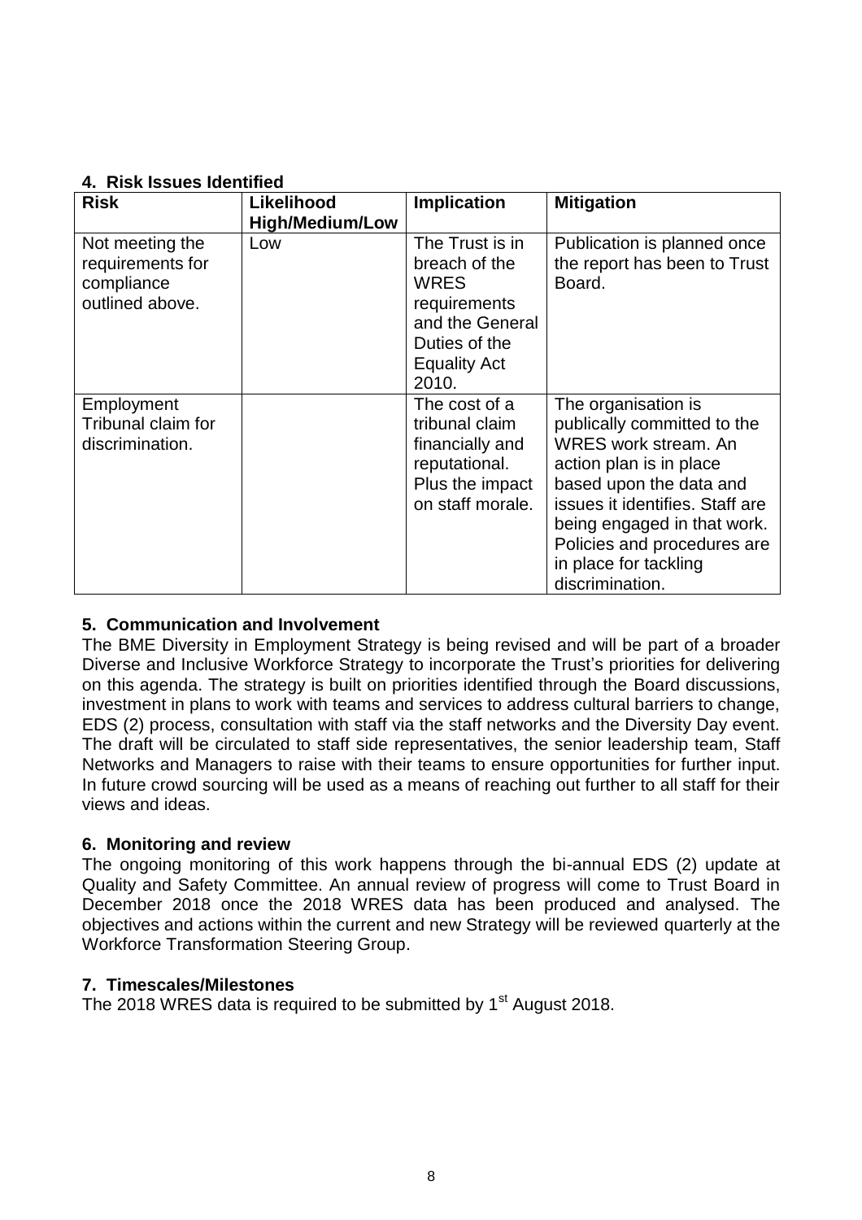## 4. Risk Issues Identified

| Risk | Likelihood High/Medium/Low | Implication | Mitigation |
|---|---|---|---|
| Not meeting the requirements for compliance outlined above. | Low | The Trust is in breach of the WRES requirements and the General Duties of the Equality Act 2010. | Publication is planned once the report has been to Trust Board. |
| Employment Tribunal claim for discrimination. | | The cost of a tribunal claim financially and reputational. Plus the impact on staff morale. | The organisation is publically committed to the WRES work stream. An action plan is in place based upon the data and issues it identifies. Staff are being engaged in that work. Policies and procedures are in place for tackling discrimination. |

## 5. Communication and Involvement

The BME Diversity in Employment Strategy is being revised and will be part of a broader Diverse and Inclusive Workforce Strategy to incorporate the Trust's priorities for delivering on this agenda. The strategy is built on priorities identified through the Board discussions, investment in plans to work with teams and services to address cultural barriers to change, EDS (2) process, consultation with staff via the staff networks and the Diversity Day event. The draft will be circulated to staff side representatives, the senior leadership team, Staff Networks and Managers to raise with their teams to ensure opportunities for further input. In future crowd sourcing will be used as a means of reaching out further to all staff for their views and ideas.

## 6. Monitoring and review

The ongoing monitoring of this work happens through the bi-annual EDS (2) update at Quality and Safety Committee. An annual review of progress will come to Trust Board in December 2018 once the 2018 WRES data has been produced and analysed. The objectives and actions within the current and new Strategy will be reviewed quarterly at the Workforce Transformation Steering Group.

## 7. Timescales/Milestones

The 2018 WRES data is required to be submitted by 1st August 2018.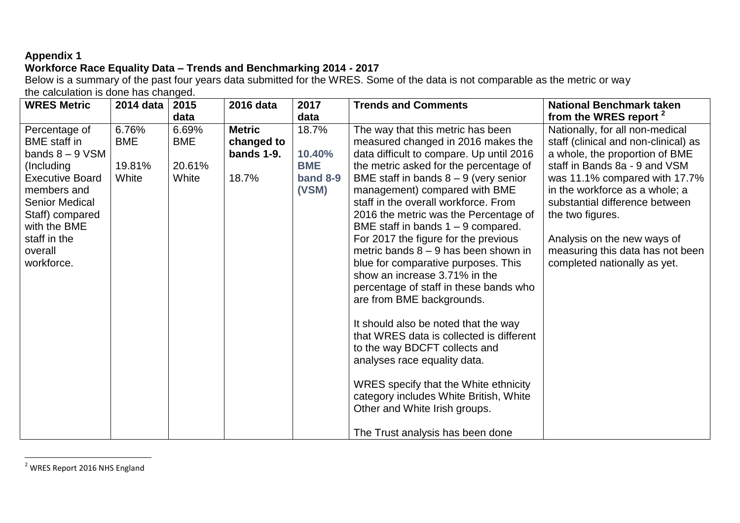**Appendix 1**

**Workforce Race Equality Data – Trends and Benchmarking 2014 - 2017**

Below is a summary of the past four years data submitted for the WRES. Some of the data is not comparable as the metric or way the calculation is done has changed.

| WRES Metric | 2014 data | 2015 data | 2016 data | 2017 data | Trends and Comments | National Benchmark taken from the WRES report [2] |
|---|---|---|---|---|---|---|
| Percentage of BME staff in bands 8 – 9 VSM (Including Executive Board members and Senior Medical Staff) compared with the BME staff in the overall workforce. | 6.76% BME<br><br>19.81% White | 6.69% BME<br><br>20.61% White | **Metric changed to bands 1-9.**<br><br>18.7% | 18.7%<br><br>**10.40% BME band 8-9 (VSM)** | The way that this metric has been measured changed in 2016 makes the data difficult to compare. Up until 2016 the metric asked for the percentage of BME staff in bands 8 – 9 (very senior management) compared with BME staff in the overall workforce. From 2016 the metric was the Percentage of BME staff in bands 1 – 9 compared. For 2017 the figure for the previous metric bands 8 – 9 has been shown in blue for comparative purposes. This show an increase 3.71% in the percentage of staff in these bands who are from BME backgrounds.<br><br>It should also be noted that the way that WRES data is collected is different to the way BDCFT collects and analyses race equality data.<br><br>WRES specify that the White ethnicity category includes White British, White Other and White Irish groups.<br><br>The Trust analysis has been done | Nationally, for all non-medical staff (clinical and non-clinical) as a whole, the proportion of BME staff in Bands 8a - 9 and VSM was 11.1% compared with 17.7% in the workforce as a whole; a substantial difference between the two figures.<br><br>Analysis on the new ways of measuring this data has not been completed nationally as yet. |

[2] WRES Report 2016 NHS England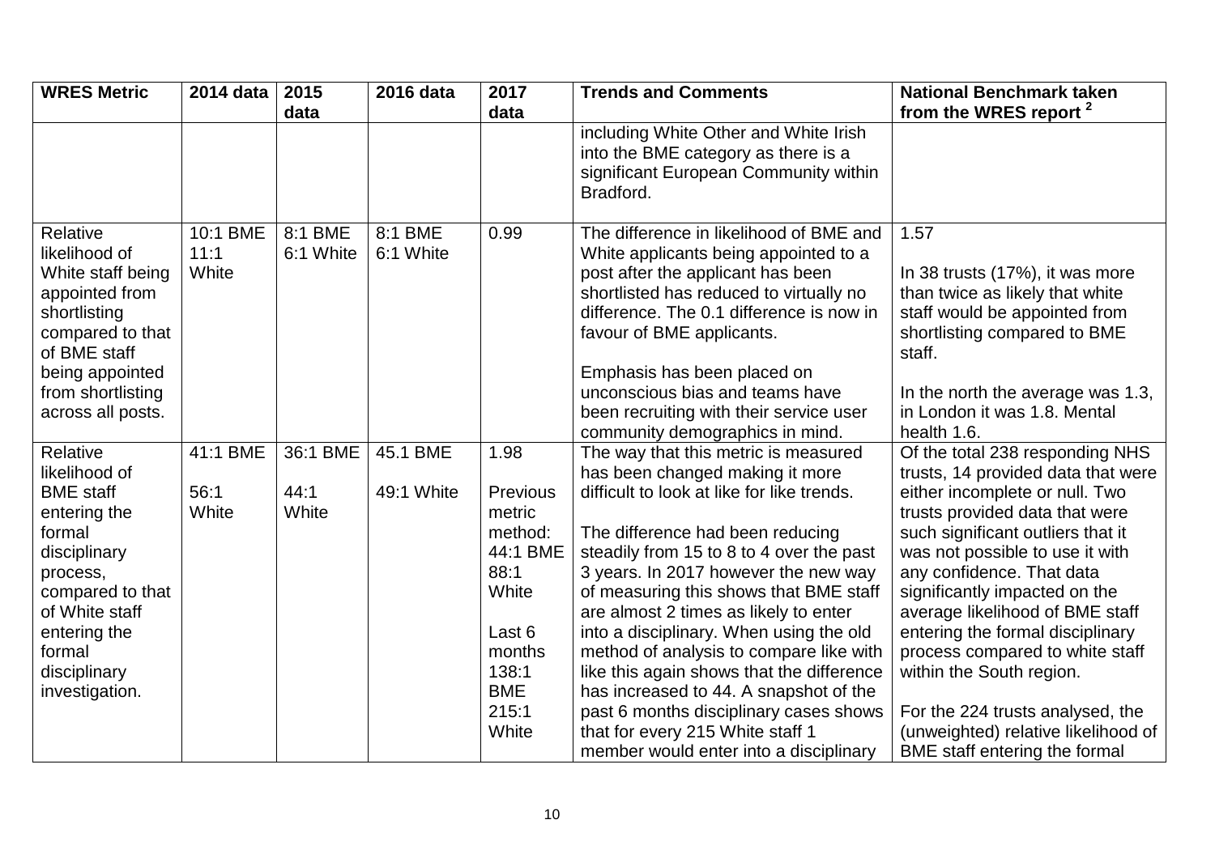| WRES Metric | 2014 data | 2015 data | 2016 data | 2017 data | Trends and Comments | National Benchmark taken from the WRES report [2] |
|---|---|---|---|---|---|---|
| | | | | | including White Other and White Irish into the BME category as there is a significant European Community within Bradford. | |
| Relative likelihood of White staff being appointed from shortlisting compared to that of BME staff being appointed from shortlisting across all posts. | 10:1 BME 11:1 White | 8:1 BME 6:1 White | 8:1 BME 6:1 White | 0.99 | The difference in likelihood of BME and White applicants being appointed to a post after the applicant has been shortlisted has reduced to virtually no difference. The 0.1 difference is now in favour of BME applicants.<br><br>Emphasis has been placed on unconscious bias and teams have been recruiting with their service user community demographics in mind. | 1.57<br><br>In 38 trusts (17%), it was more than twice as likely that white staff would be appointed from shortlisting compared to BME staff.<br><br>In the north the average was 1.3, in London it was 1.8. Mental health 1.6. |
| Relative likelihood of BME staff entering the formal disciplinary process, compared to that of White staff entering the formal disciplinary investigation. | 41:1 BME<br><br>56:1 White | 36:1 BME<br><br>44:1 White | 45.1 BME<br><br>49:1 White | 1.98<br><br>Previous metric method: 44:1 BME 88:1 White<br><br>Last 6 months 138:1 BME 215:1 White | The way that this metric is measured has been changed making it more difficult to look at like for like trends.<br><br>The difference had been reducing steadily from 15 to 8 to 4 over the past 3 years. In 2017 however the new way of measuring this shows that BME staff are almost 2 times as likely to enter into a disciplinary. When using the old method of analysis to compare like with like this again shows that the difference has increased to 44. A snapshot of the past 6 months disciplinary cases shows that for every 215 White staff 1 member would enter into a disciplinary | Of the total 238 responding NHS trusts, 14 provided data that were either incomplete or null. Two trusts provided data that were such significant outliers that it was not possible to use it with any confidence. That data significantly impacted on the average likelihood of BME staff entering the formal disciplinary process compared to white staff within the South region.<br><br>For the 224 trusts analysed, the (unweighted) relative likelihood of BME staff entering the formal |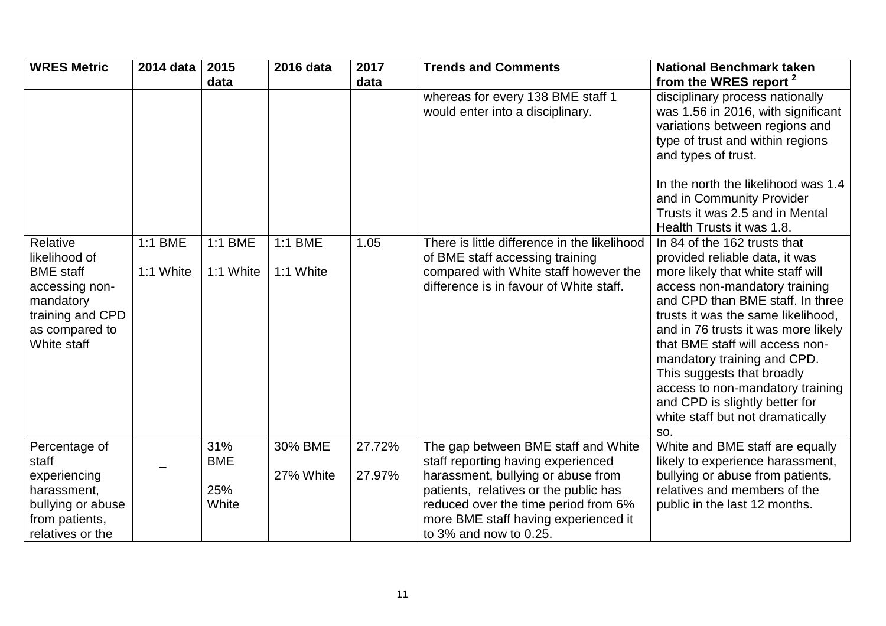| WRES Metric | 2014 data | 2015 data | 2016 data | 2017 data | Trends and Comments | National Benchmark taken from the WRES report [2] |
|---|---|---|---|---|---|---|
| | | | | | whereas for every 138 BME staff 1 would enter into a disciplinary. | disciplinary process nationally was 1.56 in 2016, with significant variations between regions and type of trust and within regions and types of trust.<br><br>In the north the likelihood was 1.4 and in Community Provider Trusts it was 2.5 and in Mental Health Trusts it was 1.8. |
| Relative likelihood of BME staff accessing non-mandatory training and CPD as compared to White staff | 1:1 BME<br><br>1:1 White | 1:1 BME<br><br>1:1 White | 1:1 BME<br><br>1:1 White | 1.05 | There is little difference in the likelihood of BME staff accessing training compared with White staff however the difference is in favour of White staff. | In 84 of the 162 trusts that provided reliable data, it was more likely that white staff will access non-mandatory training and CPD than BME staff. In three trusts it was the same likelihood, and in 76 trusts it was more likely that BME staff will access non-mandatory training and CPD. This suggests that broadly access to non-mandatory training and CPD is slightly better for white staff but not dramatically so. |
| Percentage of staff experiencing harassment, bullying or abuse from patients, relatives or the | _ | 31% BME<br><br>25% White | 30% BME<br><br>27% White | 27.72%<br><br>27.97% | The gap between BME staff and White staff reporting having experienced harassment, bullying or abuse from patients, relatives or the public has reduced over the time period from 6% more BME staff having experienced it to 3% and now to 0.25. | White and BME staff are equally likely to experience harassment, bullying or abuse from patients, relatives and members of the public in the last 12 months. |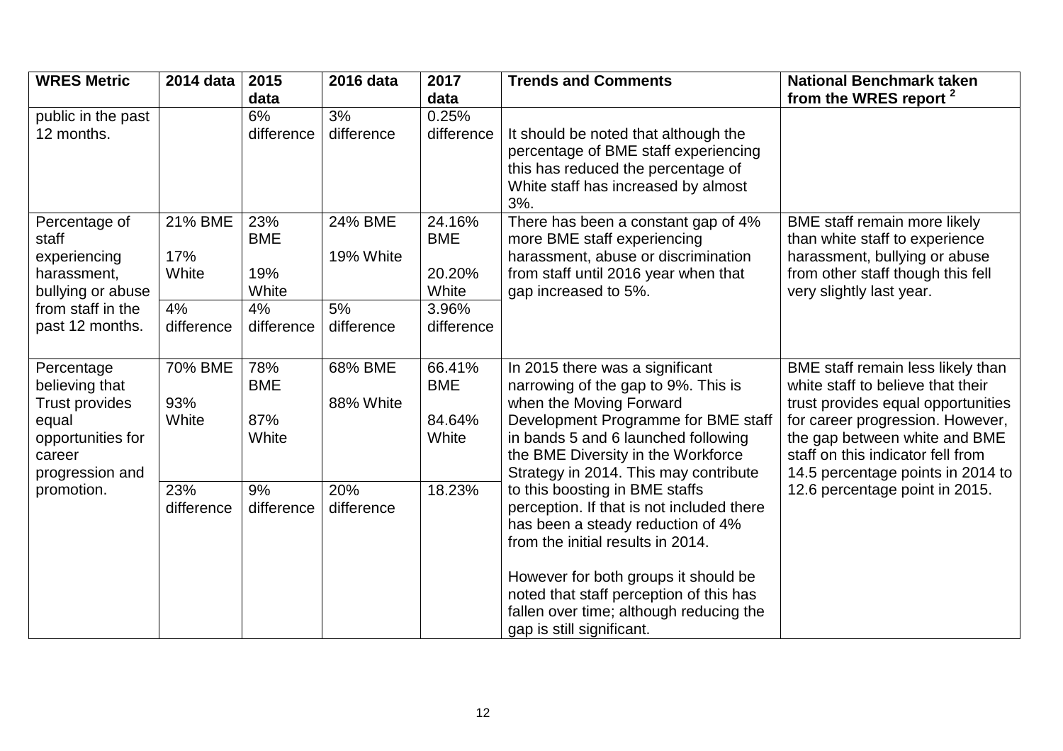| WRES Metric | 2014 data | 2015 data | 2016 data | 2017 data | Trends and Comments | National Benchmark taken from the WRES report [2] |
|---|---|---|---|---|---|---|
| public in the past 12 months. | | 6% difference | 3% difference | 0.25% difference | It should be noted that although the percentage of BME staff experiencing this has reduced the percentage of White staff has increased by almost 3%. | |
| Percentage of staff experiencing harassment, bullying or abuse from staff in the past 12 months. | 21% BME<br>17% White | 23% BME<br>19% White | 24% BME<br>19% White | 24.16% BME<br>20.20% White | There has been a constant gap of 4% more BME staff experiencing harassment, abuse or discrimination from staff until 2016 year when that gap increased to 5%. | BME staff remain more likely than white staff to experience harassment, bullying or abuse from other staff though this fell very slightly last year. |
| | 4% difference | 4% difference | 5% difference | 3.96% difference | | |
| Percentage believing that Trust provides equal opportunities for career progression and promotion. | 70% BME<br>93% White | 78% BME<br>87% White | 68% BME<br>88% White | 66.41% BME<br>84.64% White | In 2015 there was a significant narrowing of the gap to 9%. This is when the Moving Forward Development Programme for BME staff in bands 5 and 6 launched following the BME Diversity in the Workforce Strategy in 2014. This may contribute to this boosting in BME staffs perception. If that is not included there has been a steady reduction of 4% from the initial results in 2014.<br><br>However for both groups it should be noted that staff perception of this has fallen over time; although reducing the gap is still significant. | BME staff remain less likely than white staff to believe that their trust provides equal opportunities for career progression. However, the gap between white and BME staff on this indicator fell from 14.5 percentage points in 2014 to 12.6 percentage point in 2015. |
| | 23% difference | 9% difference | 20% difference | 18.23% | | |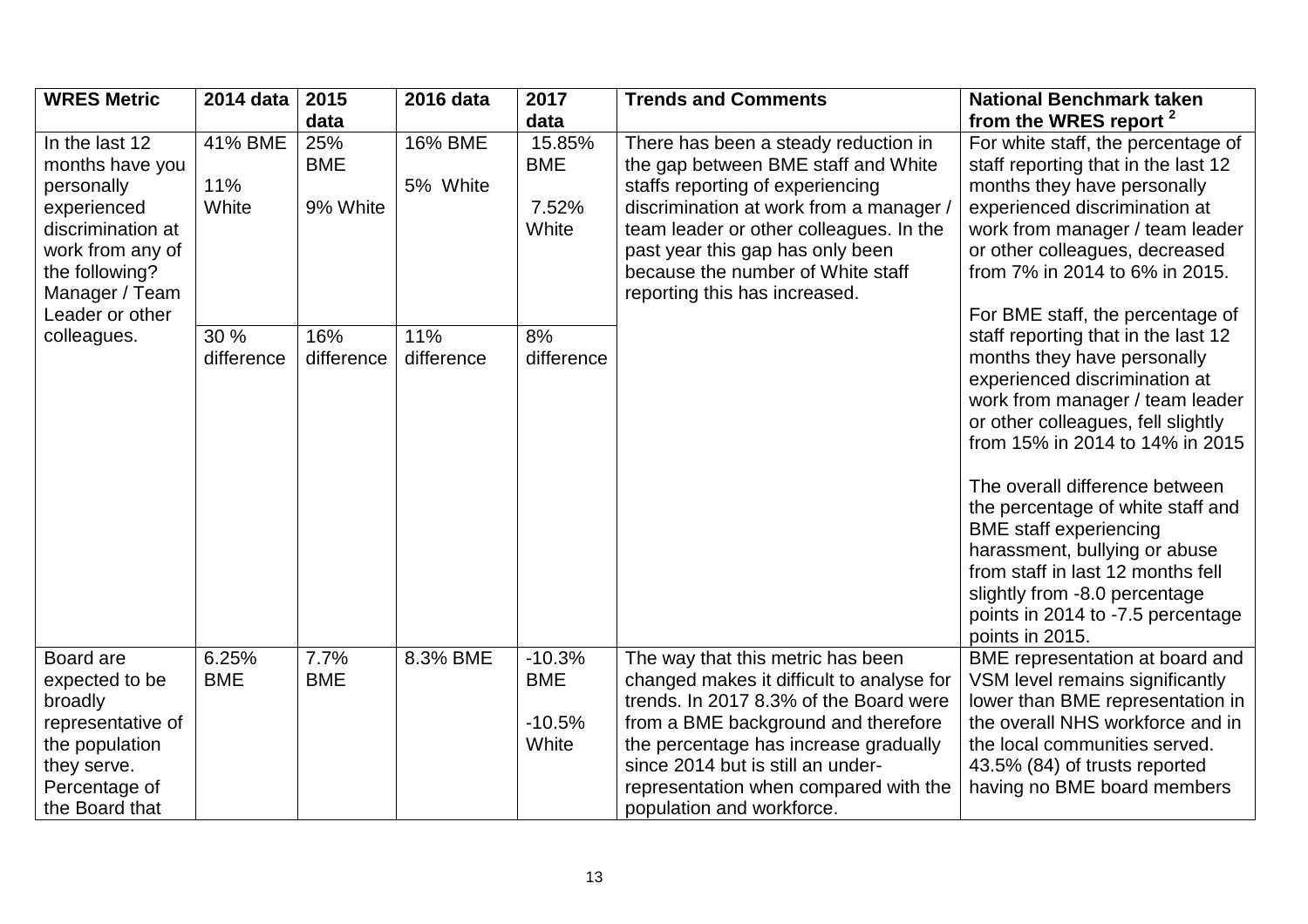| WRES Metric | 2014 data | 2015 data | 2016 data | 2017 data | Trends and Comments | National Benchmark taken from the WRES report [2] |
|---|---|---|---|---|---|---|
| In the last 12 months have you personally experienced discrimination at work from any of the following? Manager / Team Leader or other colleagues. | 41% BME<br><br>11% White | 25% BME<br><br>9% White | 16% BME<br><br>5% White | 15.85% BME<br><br>7.52% White | There has been a steady reduction in the gap between BME staff and White staffs reporting of experiencing discrimination at work from a manager / team leader or other colleagues. In the past year this gap has only been because the number of White staff reporting this has increased. | For white staff, the percentage of staff reporting that in the last 12 months they have personally experienced discrimination at work from manager / team leader or other colleagues, decreased from 7% in 2014 to 6% in 2015.<br><br>For BME staff, the percentage of staff reporting that in the last 12 months they have personally experienced discrimination at work from manager / team leader or other colleagues, fell slightly from 15% in 2014 to 14% in 2015<br><br>The overall difference between the percentage of white staff and BME staff experiencing harassment, bullying or abuse from staff in last 12 months fell slightly from -8.0 percentage points in 2014 to -7.5 percentage points in 2015. |
| | 30 % difference | 16% difference | 11% difference | 8% difference | | |
| Board are expected to be broadly representative of the population they serve. Percentage of the Board that | 6.25% BME | 7.7% BME | 8.3% BME | -10.3% BME<br><br>-10.5% White | The way that this metric has been changed makes it difficult to analyse for trends. In 2017 8.3% of the Board were from a BME background and therefore the percentage has increase gradually since 2014 but is still an under-representation when compared with the population and workforce. | BME representation at board and VSM level remains significantly lower than BME representation in the overall NHS workforce and in the local communities served. 43.5% (84) of trusts reported having no BME board members |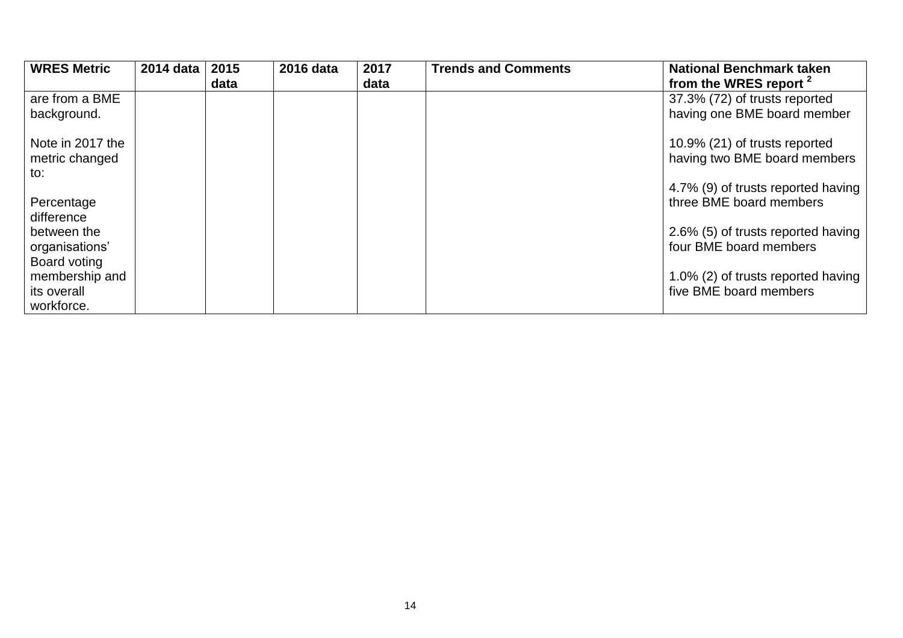| WRES Metric | 2014 data | 2015 data | 2016 data | 2017 data | Trends and Comments | National Benchmark taken from the WRES report [2] |
|---|---|---|---|---|---|---|
| are from a BME background.<br><br>Note in 2017 the metric changed to:<br><br>Percentage difference between the organisations' Board voting membership and its overall workforce. | | | | | | 37.3% (72) of trusts reported having one BME board member<br><br>10.9% (21) of trusts reported having two BME board members<br><br>4.7% (9) of trusts reported having three BME board members<br><br>2.6% (5) of trusts reported having four BME board members<br><br>1.0% (2) of trusts reported having five BME board members |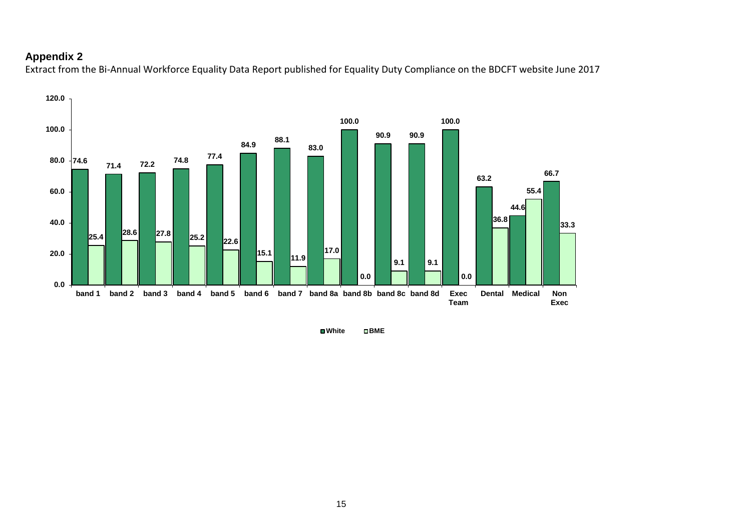## Appendix 2

Extract from the Bi-Annual Workforce Equality Data Report published for Equality Duty Compliance on the BDCFT website June 2017

120.0
100.0
80.0
60.0
40.0
20.0
0.0

74.6 25.4
71.4 28.6
72.2 27.8
74.8 25.2
77.4 22.6
84.9 15.1
88.1 11.9
83.0 17.0
100.0 0.0
90.9 9.1
90.9 9.1
100.0 0.0
63.2 36.8
44.6 55.4
66.7 33.3

band 1 band 2 band 3 band 4 band 5 band 6 band 7 band 8a band 8b band 8c band 8d Exec Team Dental Medical Non Exec

White BME